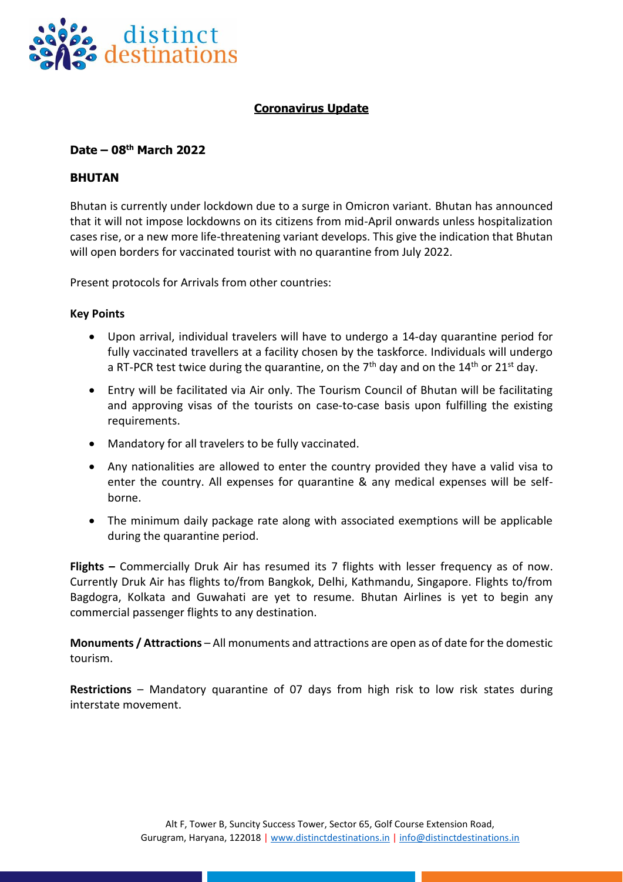## Coronavirus Update

**Date – 08th March 2022**

**BHUTAN**

Bhutan is currently under lockdown due to a surge in Omicron variant. Bhutan has announced that it will not impose lockdowns on its citizens from mid-April onwards unless hospitalization cases rise, or a new more life-threatening variant develops. This give the indication that Bhutan will open borders for vaccinated tourist with no quarantine from July 2022.

Present protocols for Arrivals from other countries:

**Key Points**

- Upon arrival, individual travelers will have to undergo a 14-day quarantine period for fully vaccinated travellers at a facility chosen by the taskforce. Individuals will undergo a RT-PCR test twice during the quarantine, on the 7th day and on the 14th or 21st day.
- Entry will be facilitated via Air only. The Tourism Council of Bhutan will be facilitating and approving visas of the tourists on case-to-case basis upon fulfilling the existing requirements.
- Mandatory for all travelers to be fully vaccinated.
- Any nationalities are allowed to enter the country provided they have a valid visa to enter the country. All expenses for quarantine & any medical expenses will be self-borne.
- The minimum daily package rate along with associated exemptions will be applicable during the quarantine period.

**Flights –** Commercially Druk Air has resumed its 7 flights with lesser frequency as of now. Currently Druk Air has flights to/from Bangkok, Delhi, Kathmandu, Singapore. Flights to/from Bagdogra, Kolkata and Guwahati are yet to resume. Bhutan Airlines is yet to begin any commercial passenger flights to any destination.

**Monuments / Attractions** – All monuments and attractions are open as of date for the domestic tourism.

**Restrictions** – Mandatory quarantine of 07 days from high risk to low risk states during interstate movement.

Alt F, Tower B, Suncity Success Tower, Sector 65, Golf Course Extension Road, Gurugram, Haryana, 122018 | www.distinctdestinations.in | info@distinctdestinations.in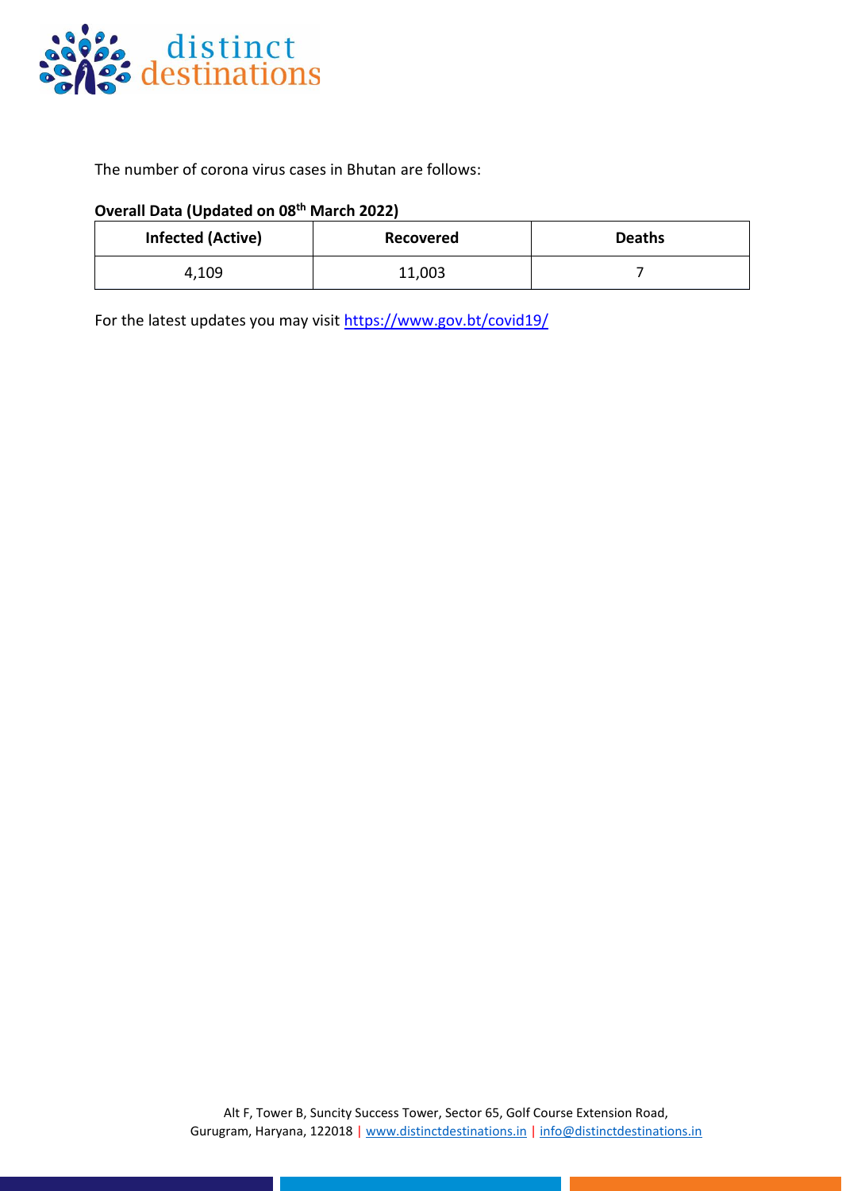The number of corona virus cases in Bhutan are follows:

**Overall Data (Updated on 08th March 2022)**

| Infected (Active) | Recovered | Deaths |
|---|---|---|
| 4,109 | 11,003 | 7 |

For the latest updates you may visit https://www.gov.bt/covid19/

Alt F, Tower B, Suncity Success Tower, Sector 65, Golf Course Extension Road, Gurugram, Haryana, 122018 | www.distinctdestinations.in | info@distinctdestinations.in